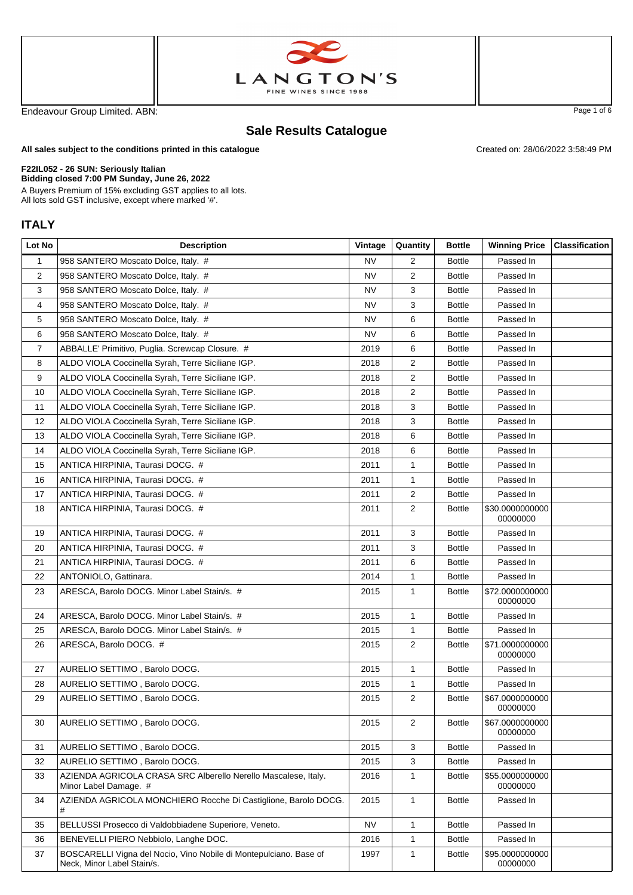LANGTON'S

FINE WINES SINCE 1988

Endeavour Group Limited. ABN:

## Sale Results Catalogue

**All sales subject to the conditions printed in this catalogue**

Created on: 28/06/2022 3:58:49 PM

**F22IL052 - 26 SUN: Seriously Italian**
**Bidding closed 7:00 PM Sunday, June 26, 2022**
A Buyers Premium of 15% excluding GST applies to all lots.
All lots sold GST inclusive, except where marked '#'.

## ITALY

| Lot No | Description | Vintage | Quantity | Bottle | Winning Price | Classification |
|---|---|---|---|---|---|---|
| 1 | 958 SANTERO Moscato Dolce, Italy. # | NV | 2 | Bottle | Passed In | |
| 2 | 958 SANTERO Moscato Dolce, Italy. # | NV | 2 | Bottle | Passed In | |
| 3 | 958 SANTERO Moscato Dolce, Italy. # | NV | 3 | Bottle | Passed In | |
| 4 | 958 SANTERO Moscato Dolce, Italy. # | NV | 3 | Bottle | Passed In | |
| 5 | 958 SANTERO Moscato Dolce, Italy. # | NV | 6 | Bottle | Passed In | |
| 6 | 958 SANTERO Moscato Dolce, Italy. # | NV | 6 | Bottle | Passed In | |
| 7 | ABBALLE' Primitivo, Puglia. Screwcap Closure. # | 2019 | 6 | Bottle | Passed In | |
| 8 | ALDO VIOLA Coccinella Syrah, Terre Siciliane IGP. | 2018 | 2 | Bottle | Passed In | |
| 9 | ALDO VIOLA Coccinella Syrah, Terre Siciliane IGP. | 2018 | 2 | Bottle | Passed In | |
| 10 | ALDO VIOLA Coccinella Syrah, Terre Siciliane IGP. | 2018 | 2 | Bottle | Passed In | |
| 11 | ALDO VIOLA Coccinella Syrah, Terre Siciliane IGP. | 2018 | 3 | Bottle | Passed In | |
| 12 | ALDO VIOLA Coccinella Syrah, Terre Siciliane IGP. | 2018 | 3 | Bottle | Passed In | |
| 13 | ALDO VIOLA Coccinella Syrah, Terre Siciliane IGP. | 2018 | 6 | Bottle | Passed In | |
| 14 | ALDO VIOLA Coccinella Syrah, Terre Siciliane IGP. | 2018 | 6 | Bottle | Passed In | |
| 15 | ANTICA HIRPINIA, Taurasi DOCG. # | 2011 | 1 | Bottle | Passed In | |
| 16 | ANTICA HIRPINIA, Taurasi DOCG. # | 2011 | 1 | Bottle | Passed In | |
| 17 | ANTICA HIRPINIA, Taurasi DOCG. # | 2011 | 2 | Bottle | Passed In | |
| 18 | ANTICA HIRPINIA, Taurasi DOCG. # | 2011 | 2 | Bottle | $30.000000000000000000 | |
| 19 | ANTICA HIRPINIA, Taurasi DOCG. # | 2011 | 3 | Bottle | Passed In | |
| 20 | ANTICA HIRPINIA, Taurasi DOCG. # | 2011 | 3 | Bottle | Passed In | |
| 21 | ANTICA HIRPINIA, Taurasi DOCG. # | 2011 | 6 | Bottle | Passed In | |
| 22 | ANTONIOLO, Gattinara. | 2014 | 1 | Bottle | Passed In | |
| 23 | ARESCA, Barolo DOCG. Minor Label Stain/s. # | 2015 | 1 | Bottle | $72.000000000000000000 | |
| 24 | ARESCA, Barolo DOCG. Minor Label Stain/s. # | 2015 | 1 | Bottle | Passed In | |
| 25 | ARESCA, Barolo DOCG. Minor Label Stain/s. # | 2015 | 1 | Bottle | Passed In | |
| 26 | ARESCA, Barolo DOCG. # | 2015 | 2 | Bottle | $71.000000000000000000 | |
| 27 | AURELIO SETTIMO , Barolo DOCG. | 2015 | 1 | Bottle | Passed In | |
| 28 | AURELIO SETTIMO , Barolo DOCG. | 2015 | 1 | Bottle | Passed In | |
| 29 | AURELIO SETTIMO , Barolo DOCG. | 2015 | 2 | Bottle | $67.000000000000000000 | |
| 30 | AURELIO SETTIMO , Barolo DOCG. | 2015 | 2 | Bottle | $67.000000000000000000 | |
| 31 | AURELIO SETTIMO , Barolo DOCG. | 2015 | 3 | Bottle | Passed In | |
| 32 | AURELIO SETTIMO , Barolo DOCG. | 2015 | 3 | Bottle | Passed In | |
| 33 | AZIENDA AGRICOLA CRASA SRC Alberello Nerello Mascalese, Italy. Minor Label Damage. # | 2016 | 1 | Bottle | $55.000000000000000000 | |
| 34 | AZIENDA AGRICOLA MONCHIERO Rocche Di Castiglione, Barolo DOCG. # | 2015 | 1 | Bottle | Passed In | |
| 35 | BELLUSSI Prosecco di Valdobbiadene Superiore, Veneto. | NV | 1 | Bottle | Passed In | |
| 36 | BENEVELLI PIERO Nebbiolo, Langhe DOC. | 2016 | 1 | Bottle | Passed In | |
| 37 | BOSCARELLI Vigna del Nocio, Vino Nobile di Montepulciano. Base of Neck, Minor Label Stain/s. | 1997 | 1 | Bottle | $95.000000000000000000 | |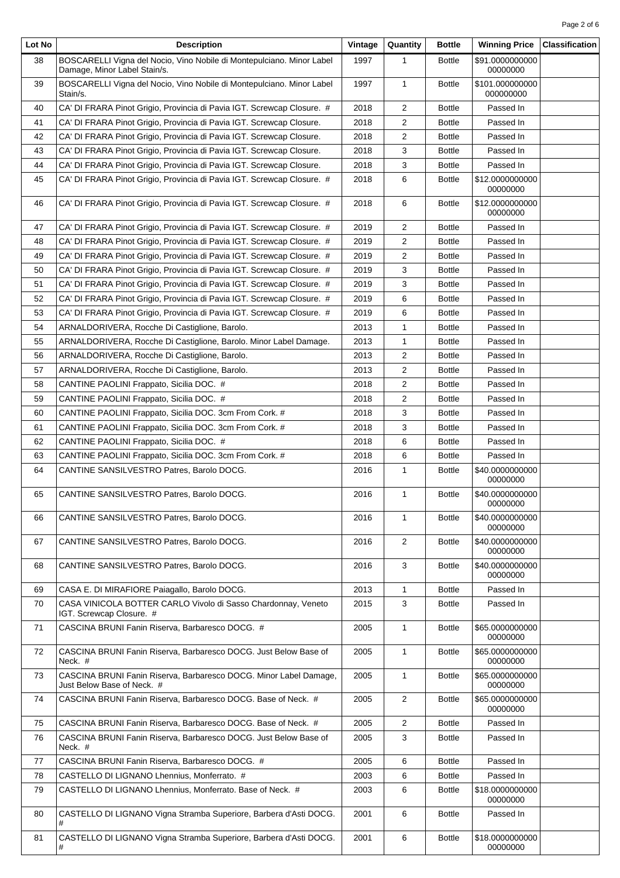| Lot No | Description | Vintage | Quantity | Bottle | Winning Price | Classification |
|---|---|---|---|---|---|---|
| 38 | BOSCARELLI Vigna del Nocio, Vino Nobile di Montepulciano. Minor Label Damage, Minor Label Stain/s. | 1997 | 1 | Bottle | $91.000000000000000000 | |
| 39 | BOSCARELLI Vigna del Nocio, Vino Nobile di Montepulciano. Minor Label Stain/s. | 1997 | 1 | Bottle | $101.000000000000000000 | |
| 40 | CA' DI FRARA Pinot Grigio, Provincia di Pavia IGT. Screwcap Closure. # | 2018 | 2 | Bottle | Passed In | |
| 41 | CA' DI FRARA Pinot Grigio, Provincia di Pavia IGT. Screwcap Closure. | 2018 | 2 | Bottle | Passed In | |
| 42 | CA' DI FRARA Pinot Grigio, Provincia di Pavia IGT. Screwcap Closure. | 2018 | 2 | Bottle | Passed In | |
| 43 | CA' DI FRARA Pinot Grigio, Provincia di Pavia IGT. Screwcap Closure. | 2018 | 3 | Bottle | Passed In | |
| 44 | CA' DI FRARA Pinot Grigio, Provincia di Pavia IGT. Screwcap Closure. | 2018 | 3 | Bottle | Passed In | |
| 45 | CA' DI FRARA Pinot Grigio, Provincia di Pavia IGT. Screwcap Closure. # | 2018 | 6 | Bottle | $12.000000000000000000 | |
| 46 | CA' DI FRARA Pinot Grigio, Provincia di Pavia IGT. Screwcap Closure. # | 2018 | 6 | Bottle | $12.000000000000000000 | |
| 47 | CA' DI FRARA Pinot Grigio, Provincia di Pavia IGT. Screwcap Closure. # | 2019 | 2 | Bottle | Passed In | |
| 48 | CA' DI FRARA Pinot Grigio, Provincia di Pavia IGT. Screwcap Closure. # | 2019 | 2 | Bottle | Passed In | |
| 49 | CA' DI FRARA Pinot Grigio, Provincia di Pavia IGT. Screwcap Closure. # | 2019 | 2 | Bottle | Passed In | |
| 50 | CA' DI FRARA Pinot Grigio, Provincia di Pavia IGT. Screwcap Closure. # | 2019 | 3 | Bottle | Passed In | |
| 51 | CA' DI FRARA Pinot Grigio, Provincia di Pavia IGT. Screwcap Closure. # | 2019 | 3 | Bottle | Passed In | |
| 52 | CA' DI FRARA Pinot Grigio, Provincia di Pavia IGT. Screwcap Closure. # | 2019 | 6 | Bottle | Passed In | |
| 53 | CA' DI FRARA Pinot Grigio, Provincia di Pavia IGT. Screwcap Closure. # | 2019 | 6 | Bottle | Passed In | |
| 54 | ARNALDORIVERA, Rocche Di Castiglione, Barolo. | 2013 | 1 | Bottle | Passed In | |
| 55 | ARNALDORIVERA, Rocche Di Castiglione, Barolo. Minor Label Damage. | 2013 | 1 | Bottle | Passed In | |
| 56 | ARNALDORIVERA, Rocche Di Castiglione, Barolo. | 2013 | 2 | Bottle | Passed In | |
| 57 | ARNALDORIVERA, Rocche Di Castiglione, Barolo. | 2013 | 2 | Bottle | Passed In | |
| 58 | CANTINE PAOLINI Frappato, Sicilia DOC. # | 2018 | 2 | Bottle | Passed In | |
| 59 | CANTINE PAOLINI Frappato, Sicilia DOC. # | 2018 | 2 | Bottle | Passed In | |
| 60 | CANTINE PAOLINI Frappato, Sicilia DOC. 3cm From Cork. # | 2018 | 3 | Bottle | Passed In | |
| 61 | CANTINE PAOLINI Frappato, Sicilia DOC. 3cm From Cork. # | 2018 | 3 | Bottle | Passed In | |
| 62 | CANTINE PAOLINI Frappato, Sicilia DOC. # | 2018 | 6 | Bottle | Passed In | |
| 63 | CANTINE PAOLINI Frappato, Sicilia DOC. 3cm From Cork. # | 2018 | 6 | Bottle | Passed In | |
| 64 | CANTINE SANSILVESTRO Patres, Barolo DOCG. | 2016 | 1 | Bottle | $40.000000000000000000 | |
| 65 | CANTINE SANSILVESTRO Patres, Barolo DOCG. | 2016 | 1 | Bottle | $40.000000000000000000 | |
| 66 | CANTINE SANSILVESTRO Patres, Barolo DOCG. | 2016 | 1 | Bottle | $40.000000000000000000 | |
| 67 | CANTINE SANSILVESTRO Patres, Barolo DOCG. | 2016 | 2 | Bottle | $40.000000000000000000 | |
| 68 | CANTINE SANSILVESTRO Patres, Barolo DOCG. | 2016 | 3 | Bottle | $40.000000000000000000 | |
| 69 | CASA E. DI MIRAFIORE Paiagallo, Barolo DOCG. | 2013 | 1 | Bottle | Passed In | |
| 70 | CASA VINICOLA BOTTER CARLO Vivolo di Sasso Chardonnay, Veneto IGT. Screwcap Closure. # | 2015 | 3 | Bottle | Passed In | |
| 71 | CASCINA BRUNI Fanin Riserva, Barbaresco DOCG. # | 2005 | 1 | Bottle | $65.000000000000000000 | |
| 72 | CASCINA BRUNI Fanin Riserva, Barbaresco DOCG. Just Below Base of Neck. # | 2005 | 1 | Bottle | $65.000000000000000000 | |
| 73 | CASCINA BRUNI Fanin Riserva, Barbaresco DOCG. Minor Label Damage, Just Below Base of Neck. # | 2005 | 1 | Bottle | $65.000000000000000000 | |
| 74 | CASCINA BRUNI Fanin Riserva, Barbaresco DOCG. Base of Neck. # | 2005 | 2 | Bottle | $65.000000000000000000 | |
| 75 | CASCINA BRUNI Fanin Riserva, Barbaresco DOCG. Base of Neck. # | 2005 | 2 | Bottle | Passed In | |
| 76 | CASCINA BRUNI Fanin Riserva, Barbaresco DOCG. Just Below Base of Neck. # | 2005 | 3 | Bottle | Passed In | |
| 77 | CASCINA BRUNI Fanin Riserva, Barbaresco DOCG. # | 2005 | 6 | Bottle | Passed In | |
| 78 | CASTELLO DI LIGNANO Lhennius, Monferrato. # | 2003 | 6 | Bottle | Passed In | |
| 79 | CASTELLO DI LIGNANO Lhennius, Monferrato. Base of Neck. # | 2003 | 6 | Bottle | $18.000000000000000000 | |
| 80 | CASTELLO DI LIGNANO Vigna Stramba Superiore, Barbera d'Asti DOCG. # | 2001 | 6 | Bottle | Passed In | |
| 81 | CASTELLO DI LIGNANO Vigna Stramba Superiore, Barbera d'Asti DOCG. # | 2001 | 6 | Bottle | $18.000000000000000000 | |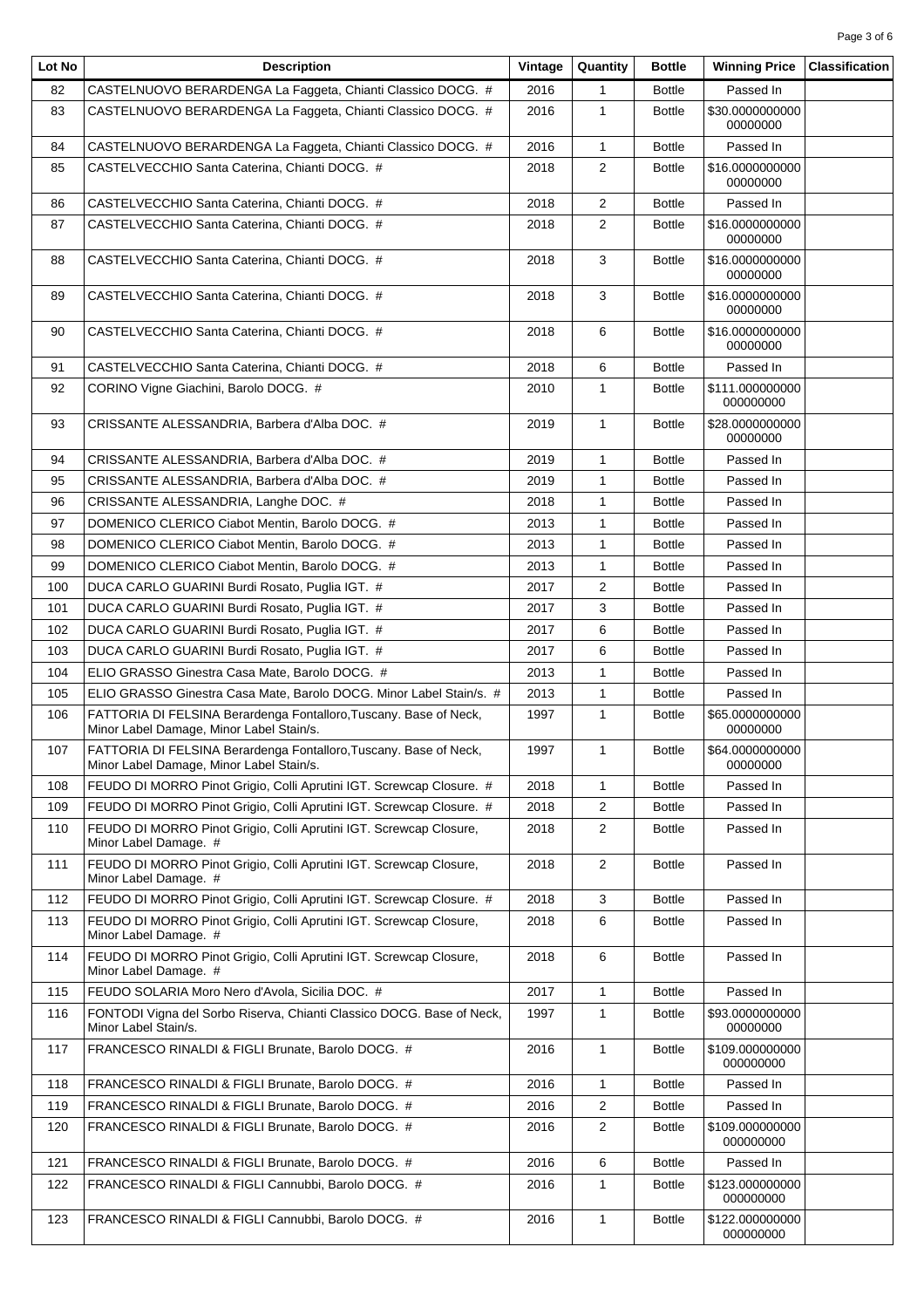| Lot No | Description | Vintage | Quantity | Bottle | Winning Price | Classification |
|---|---|---|---|---|---|---|
| 82 | CASTELNUOVO BERARDENGA La Faggeta, Chianti Classico DOCG. # | 2016 | 1 | Bottle | Passed In | |
| 83 | CASTELNUOVO BERARDENGA La Faggeta, Chianti Classico DOCG. # | 2016 | 1 | Bottle | $30.000000000000000000 | |
| 84 | CASTELNUOVO BERARDENGA La Faggeta, Chianti Classico DOCG. # | 2016 | 1 | Bottle | Passed In | |
| 85 | CASTELVECCHIO Santa Caterina, Chianti DOCG. # | 2018 | 2 | Bottle | $16.000000000000000000 | |
| 86 | CASTELVECCHIO Santa Caterina, Chianti DOCG. # | 2018 | 2 | Bottle | Passed In | |
| 87 | CASTELVECCHIO Santa Caterina, Chianti DOCG. # | 2018 | 2 | Bottle | $16.000000000000000000 | |
| 88 | CASTELVECCHIO Santa Caterina, Chianti DOCG. # | 2018 | 3 | Bottle | $16.000000000000000000 | |
| 89 | CASTELVECCHIO Santa Caterina, Chianti DOCG. # | 2018 | 3 | Bottle | $16.000000000000000000 | |
| 90 | CASTELVECCHIO Santa Caterina, Chianti DOCG. # | 2018 | 6 | Bottle | $16.000000000000000000 | |
| 91 | CASTELVECCHIO Santa Caterina, Chianti DOCG. # | 2018 | 6 | Bottle | Passed In | |
| 92 | CORINO Vigne Giachini, Barolo DOCG. # | 2010 | 1 | Bottle | $111.000000000000000000 | |
| 93 | CRISSANTE ALESSANDRIA, Barbera d'Alba DOC. # | 2019 | 1 | Bottle | $28.000000000000000000 | |
| 94 | CRISSANTE ALESSANDRIA, Barbera d'Alba DOC. # | 2019 | 1 | Bottle | Passed In | |
| 95 | CRISSANTE ALESSANDRIA, Barbera d'Alba DOC. # | 2019 | 1 | Bottle | Passed In | |
| 96 | CRISSANTE ALESSANDRIA, Langhe DOC. # | 2018 | 1 | Bottle | Passed In | |
| 97 | DOMENICO CLERICO Ciabot Mentin, Barolo DOCG. # | 2013 | 1 | Bottle | Passed In | |
| 98 | DOMENICO CLERICO Ciabot Mentin, Barolo DOCG. # | 2013 | 1 | Bottle | Passed In | |
| 99 | DOMENICO CLERICO Ciabot Mentin, Barolo DOCG. # | 2013 | 1 | Bottle | Passed In | |
| 100 | DUCA CARLO GUARINI Burdi Rosato, Puglia IGT. # | 2017 | 2 | Bottle | Passed In | |
| 101 | DUCA CARLO GUARINI Burdi Rosato, Puglia IGT. # | 2017 | 3 | Bottle | Passed In | |
| 102 | DUCA CARLO GUARINI Burdi Rosato, Puglia IGT. # | 2017 | 6 | Bottle | Passed In | |
| 103 | DUCA CARLO GUARINI Burdi Rosato, Puglia IGT. # | 2017 | 6 | Bottle | Passed In | |
| 104 | ELIO GRASSO Ginestra Casa Mate, Barolo DOCG. # | 2013 | 1 | Bottle | Passed In | |
| 105 | ELIO GRASSO Ginestra Casa Mate, Barolo DOCG. Minor Label Stain/s. # | 2013 | 1 | Bottle | Passed In | |
| 106 | FATTORIA DI FELSINA Berardenga Fontalloro,Tuscany. Base of Neck, Minor Label Damage, Minor Label Stain/s. | 1997 | 1 | Bottle | $65.000000000000000000 | |
| 107 | FATTORIA DI FELSINA Berardenga Fontalloro,Tuscany. Base of Neck, Minor Label Damage, Minor Label Stain/s. | 1997 | 1 | Bottle | $64.000000000000000000 | |
| 108 | FEUDO DI MORRO Pinot Grigio, Colli Aprutini IGT. Screwcap Closure. # | 2018 | 1 | Bottle | Passed In | |
| 109 | FEUDO DI MORRO Pinot Grigio, Colli Aprutini IGT. Screwcap Closure. # | 2018 | 2 | Bottle | Passed In | |
| 110 | FEUDO DI MORRO Pinot Grigio, Colli Aprutini IGT. Screwcap Closure, Minor Label Damage. # | 2018 | 2 | Bottle | Passed In | |
| 111 | FEUDO DI MORRO Pinot Grigio, Colli Aprutini IGT. Screwcap Closure, Minor Label Damage. # | 2018 | 2 | Bottle | Passed In | |
| 112 | FEUDO DI MORRO Pinot Grigio, Colli Aprutini IGT. Screwcap Closure. # | 2018 | 3 | Bottle | Passed In | |
| 113 | FEUDO DI MORRO Pinot Grigio, Colli Aprutini IGT. Screwcap Closure, Minor Label Damage. # | 2018 | 6 | Bottle | Passed In | |
| 114 | FEUDO DI MORRO Pinot Grigio, Colli Aprutini IGT. Screwcap Closure, Minor Label Damage. # | 2018 | 6 | Bottle | Passed In | |
| 115 | FEUDO SOLARIA Moro Nero d'Avola, Sicilia DOC. # | 2017 | 1 | Bottle | Passed In | |
| 116 | FONTODI Vigna del Sorbo Riserva, Chianti Classico DOCG. Base of Neck, Minor Label Stain/s. | 1997 | 1 | Bottle | $93.000000000000000000 | |
| 117 | FRANCESCO RINALDI & FIGLI Brunate, Barolo DOCG. # | 2016 | 1 | Bottle | $109.000000000000000000 | |
| 118 | FRANCESCO RINALDI & FIGLI Brunate, Barolo DOCG. # | 2016 | 1 | Bottle | Passed In | |
| 119 | FRANCESCO RINALDI & FIGLI Brunate, Barolo DOCG. # | 2016 | 2 | Bottle | Passed In | |
| 120 | FRANCESCO RINALDI & FIGLI Brunate, Barolo DOCG. # | 2016 | 2 | Bottle | $109.000000000000000000 | |
| 121 | FRANCESCO RINALDI & FIGLI Brunate, Barolo DOCG. # | 2016 | 6 | Bottle | Passed In | |
| 122 | FRANCESCO RINALDI & FIGLI Cannubbi, Barolo DOCG. # | 2016 | 1 | Bottle | $123.000000000000000000 | |
| 123 | FRANCESCO RINALDI & FIGLI Cannubbi, Barolo DOCG. # | 2016 | 1 | Bottle | $122.000000000000000000 | |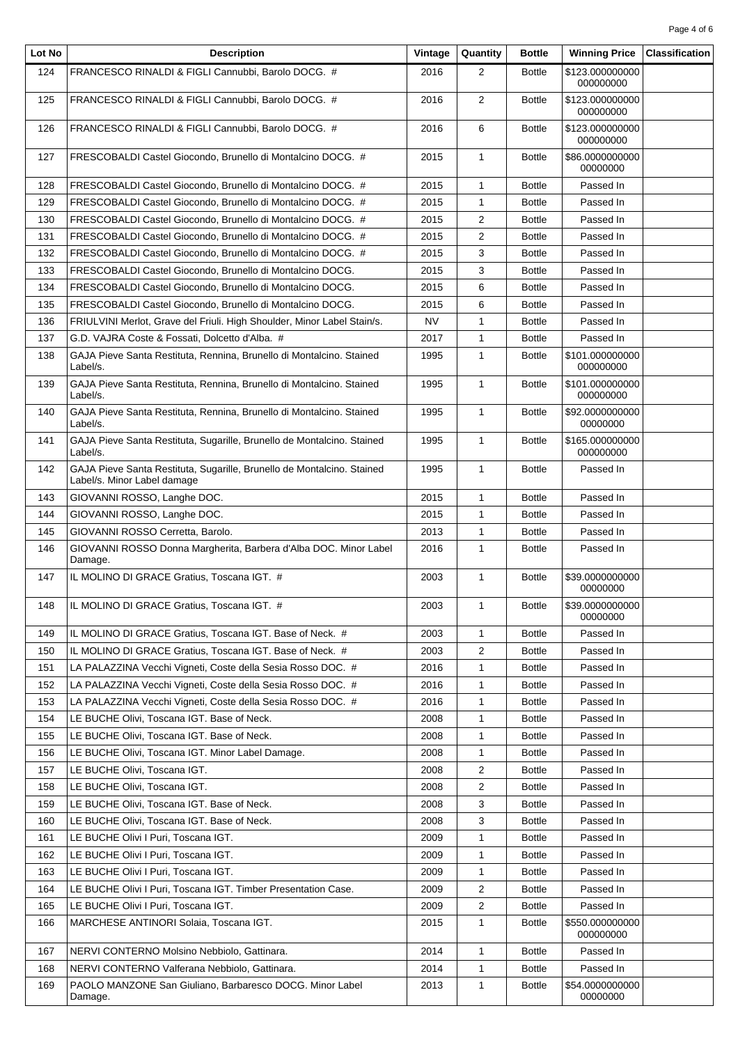| Lot No | Description | Vintage | Quantity | Bottle | Winning Price | Classification |
|---|---|---|---|---|---|---|
| 124 | FRANCESCO RINALDI & FIGLI Cannubbi, Barolo DOCG. # | 2016 | 2 | Bottle | $123.000000000000000000 | |
| 125 | FRANCESCO RINALDI & FIGLI Cannubbi, Barolo DOCG. # | 2016 | 2 | Bottle | $123.000000000000000000 | |
| 126 | FRANCESCO RINALDI & FIGLI Cannubbi, Barolo DOCG. # | 2016 | 6 | Bottle | $123.000000000000000000 | |
| 127 | FRESCOBALDI Castel Giocondo, Brunello di Montalcino DOCG. # | 2015 | 1 | Bottle | $86.000000000000000000 | |
| 128 | FRESCOBALDI Castel Giocondo, Brunello di Montalcino DOCG. # | 2015 | 1 | Bottle | Passed In | |
| 129 | FRESCOBALDI Castel Giocondo, Brunello di Montalcino DOCG. # | 2015 | 1 | Bottle | Passed In | |
| 130 | FRESCOBALDI Castel Giocondo, Brunello di Montalcino DOCG. # | 2015 | 2 | Bottle | Passed In | |
| 131 | FRESCOBALDI Castel Giocondo, Brunello di Montalcino DOCG. # | 2015 | 2 | Bottle | Passed In | |
| 132 | FRESCOBALDI Castel Giocondo, Brunello di Montalcino DOCG. # | 2015 | 3 | Bottle | Passed In | |
| 133 | FRESCOBALDI Castel Giocondo, Brunello di Montalcino DOCG. | 2015 | 3 | Bottle | Passed In | |
| 134 | FRESCOBALDI Castel Giocondo, Brunello di Montalcino DOCG. | 2015 | 6 | Bottle | Passed In | |
| 135 | FRESCOBALDI Castel Giocondo, Brunello di Montalcino DOCG. | 2015 | 6 | Bottle | Passed In | |
| 136 | FRIULVINI Merlot, Grave del Friuli. High Shoulder, Minor Label Stain/s. | NV | 1 | Bottle | Passed In | |
| 137 | G.D. VAJRA Coste & Fossati, Dolcetto d'Alba. # | 2017 | 1 | Bottle | Passed In | |
| 138 | GAJA Pieve Santa Restituta, Rennina, Brunello di Montalcino. Stained Label/s. | 1995 | 1 | Bottle | $101.000000000000000000 | |
| 139 | GAJA Pieve Santa Restituta, Rennina, Brunello di Montalcino. Stained Label/s. | 1995 | 1 | Bottle | $101.000000000000000000 | |
| 140 | GAJA Pieve Santa Restituta, Rennina, Brunello di Montalcino. Stained Label/s. | 1995 | 1 | Bottle | $92.000000000000000000 | |
| 141 | GAJA Pieve Santa Restituta, Sugarille, Brunello de Montalcino. Stained Label/s. | 1995 | 1 | Bottle | $165.000000000000000000 | |
| 142 | GAJA Pieve Santa Restituta, Sugarille, Brunello de Montalcino. Stained Label/s. Minor Label damage | 1995 | 1 | Bottle | Passed In | |
| 143 | GIOVANNI ROSSO, Langhe DOC. | 2015 | 1 | Bottle | Passed In | |
| 144 | GIOVANNI ROSSO, Langhe DOC. | 2015 | 1 | Bottle | Passed In | |
| 145 | GIOVANNI ROSSO Cerretta, Barolo. | 2013 | 1 | Bottle | Passed In | |
| 146 | GIOVANNI ROSSO Donna Margherita, Barbera d'Alba DOC. Minor Label Damage. | 2016 | 1 | Bottle | Passed In | |
| 147 | IL MOLINO DI GRACE Gratius, Toscana IGT. # | 2003 | 1 | Bottle | $39.000000000000000000 | |
| 148 | IL MOLINO DI GRACE Gratius, Toscana IGT. # | 2003 | 1 | Bottle | $39.000000000000000000 | |
| 149 | IL MOLINO DI GRACE Gratius, Toscana IGT. Base of Neck. # | 2003 | 1 | Bottle | Passed In | |
| 150 | IL MOLINO DI GRACE Gratius, Toscana IGT. Base of Neck. # | 2003 | 2 | Bottle | Passed In | |
| 151 | LA PALAZZINA Vecchi Vigneti, Coste della Sesia Rosso DOC. # | 2016 | 1 | Bottle | Passed In | |
| 152 | LA PALAZZINA Vecchi Vigneti, Coste della Sesia Rosso DOC. # | 2016 | 1 | Bottle | Passed In | |
| 153 | LA PALAZZINA Vecchi Vigneti, Coste della Sesia Rosso DOC. # | 2016 | 1 | Bottle | Passed In | |
| 154 | LE BUCHE Olivi, Toscana IGT. Base of Neck. | 2008 | 1 | Bottle | Passed In | |
| 155 | LE BUCHE Olivi, Toscana IGT. Base of Neck. | 2008 | 1 | Bottle | Passed In | |
| 156 | LE BUCHE Olivi, Toscana IGT. Minor Label Damage. | 2008 | 1 | Bottle | Passed In | |
| 157 | LE BUCHE Olivi, Toscana IGT. | 2008 | 2 | Bottle | Passed In | |
| 158 | LE BUCHE Olivi, Toscana IGT. | 2008 | 2 | Bottle | Passed In | |
| 159 | LE BUCHE Olivi, Toscana IGT. Base of Neck. | 2008 | 3 | Bottle | Passed In | |
| 160 | LE BUCHE Olivi, Toscana IGT. Base of Neck. | 2008 | 3 | Bottle | Passed In | |
| 161 | LE BUCHE Olivi I Puri, Toscana IGT. | 2009 | 1 | Bottle | Passed In | |
| 162 | LE BUCHE Olivi I Puri, Toscana IGT. | 2009 | 1 | Bottle | Passed In | |
| 163 | LE BUCHE Olivi I Puri, Toscana IGT. | 2009 | 1 | Bottle | Passed In | |
| 164 | LE BUCHE Olivi I Puri, Toscana IGT. Timber Presentation Case. | 2009 | 2 | Bottle | Passed In | |
| 165 | LE BUCHE Olivi I Puri, Toscana IGT. | 2009 | 2 | Bottle | Passed In | |
| 166 | MARCHESE ANTINORI Solaia, Toscana IGT. | 2015 | 1 | Bottle | $550.000000000000000000 | |
| 167 | NERVI CONTERNO Molsino Nebbiolo, Gattinara. | 2014 | 1 | Bottle | Passed In | |
| 168 | NERVI CONTERNO Valferana Nebbiolo, Gattinara. | 2014 | 1 | Bottle | Passed In | |
| 169 | PAOLO MANZONE San Giuliano, Barbaresco DOCG. Minor Label Damage. | 2013 | 1 | Bottle | $54.000000000000000000 | |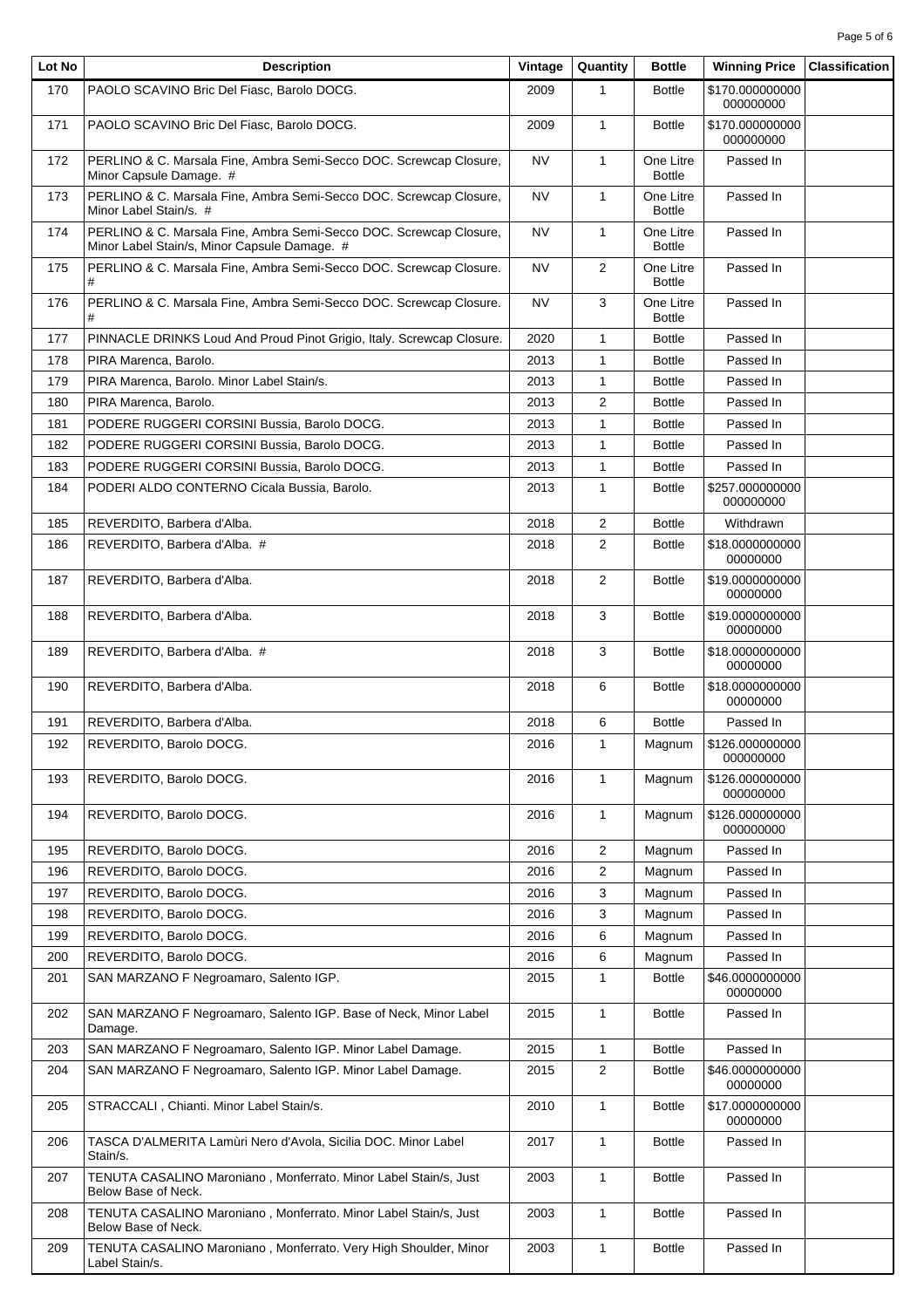| Lot No | Description | Vintage | Quantity | Bottle | Winning Price | Classification |
|---|---|---|---|---|---|---|
| 170 | PAOLO SCAVINO Bric Del Fiasc, Barolo DOCG. | 2009 | 1 | Bottle | $170.000000000000000000 | |
| 171 | PAOLO SCAVINO Bric Del Fiasc, Barolo DOCG. | 2009 | 1 | Bottle | $170.000000000000000000 | |
| 172 | PERLINO & C. Marsala Fine, Ambra Semi-Secco DOC. Screwcap Closure, Minor Capsule Damage. # | NV | 1 | One Litre Bottle | Passed In | |
| 173 | PERLINO & C. Marsala Fine, Ambra Semi-Secco DOC. Screwcap Closure, Minor Label Stain/s. # | NV | 1 | One Litre Bottle | Passed In | |
| 174 | PERLINO & C. Marsala Fine, Ambra Semi-Secco DOC. Screwcap Closure, Minor Label Stain/s, Minor Capsule Damage. # | NV | 1 | One Litre Bottle | Passed In | |
| 175 | PERLINO & C. Marsala Fine, Ambra Semi-Secco DOC. Screwcap Closure. # | NV | 2 | One Litre Bottle | Passed In | |
| 176 | PERLINO & C. Marsala Fine, Ambra Semi-Secco DOC. Screwcap Closure. # | NV | 3 | One Litre Bottle | Passed In | |
| 177 | PINNACLE DRINKS Loud And Proud Pinot Grigio, Italy. Screwcap Closure. | 2020 | 1 | Bottle | Passed In | |
| 178 | PIRA Marenca, Barolo. | 2013 | 1 | Bottle | Passed In | |
| 179 | PIRA Marenca, Barolo. Minor Label Stain/s. | 2013 | 1 | Bottle | Passed In | |
| 180 | PIRA Marenca, Barolo. | 2013 | 2 | Bottle | Passed In | |
| 181 | PODERE RUGGERI CORSINI Bussia, Barolo DOCG. | 2013 | 1 | Bottle | Passed In | |
| 182 | PODERE RUGGERI CORSINI Bussia, Barolo DOCG. | 2013 | 1 | Bottle | Passed In | |
| 183 | PODERE RUGGERI CORSINI Bussia, Barolo DOCG. | 2013 | 1 | Bottle | Passed In | |
| 184 | PODERI ALDO CONTERNO Cicala Bussia, Barolo. | 2013 | 1 | Bottle | $257.000000000000000000 | |
| 185 | REVERDITO, Barbera d'Alba. | 2018 | 2 | Bottle | Withdrawn | |
| 186 | REVERDITO, Barbera d'Alba. # | 2018 | 2 | Bottle | $18.000000000000000000 | |
| 187 | REVERDITO, Barbera d'Alba. | 2018 | 2 | Bottle | $19.000000000000000000 | |
| 188 | REVERDITO, Barbera d'Alba. | 2018 | 3 | Bottle | $19.000000000000000000 | |
| 189 | REVERDITO, Barbera d'Alba. # | 2018 | 3 | Bottle | $18.000000000000000000 | |
| 190 | REVERDITO, Barbera d'Alba. | 2018 | 6 | Bottle | $18.000000000000000000 | |
| 191 | REVERDITO, Barbera d'Alba. | 2018 | 6 | Bottle | Passed In | |
| 192 | REVERDITO, Barolo DOCG. | 2016 | 1 | Magnum | $126.000000000000000000 | |
| 193 | REVERDITO, Barolo DOCG. | 2016 | 1 | Magnum | $126.000000000000000000 | |
| 194 | REVERDITO, Barolo DOCG. | 2016 | 1 | Magnum | $126.000000000000000000 | |
| 195 | REVERDITO, Barolo DOCG. | 2016 | 2 | Magnum | Passed In | |
| 196 | REVERDITO, Barolo DOCG. | 2016 | 2 | Magnum | Passed In | |
| 197 | REVERDITO, Barolo DOCG. | 2016 | 3 | Magnum | Passed In | |
| 198 | REVERDITO, Barolo DOCG. | 2016 | 3 | Magnum | Passed In | |
| 199 | REVERDITO, Barolo DOCG. | 2016 | 6 | Magnum | Passed In | |
| 200 | REVERDITO, Barolo DOCG. | 2016 | 6 | Magnum | Passed In | |
| 201 | SAN MARZANO F Negroamaro, Salento IGP. | 2015 | 1 | Bottle | $46.000000000000000000 | |
| 202 | SAN MARZANO F Negroamaro, Salento IGP. Base of Neck, Minor Label Damage. | 2015 | 1 | Bottle | Passed In | |
| 203 | SAN MARZANO F Negroamaro, Salento IGP. Minor Label Damage. | 2015 | 1 | Bottle | Passed In | |
| 204 | SAN MARZANO F Negroamaro, Salento IGP. Minor Label Damage. | 2015 | 2 | Bottle | $46.000000000000000000 | |
| 205 | STRACCALI , Chianti. Minor Label Stain/s. | 2010 | 1 | Bottle | $17.000000000000000000 | |
| 206 | TASCA D'ALMERITA Lamùri Nero d'Avola, Sicilia DOC. Minor Label Stain/s. | 2017 | 1 | Bottle | Passed In | |
| 207 | TENUTA CASALINO Maroniano , Monferrato. Minor Label Stain/s, Just Below Base of Neck. | 2003 | 1 | Bottle | Passed In | |
| 208 | TENUTA CASALINO Maroniano , Monferrato. Minor Label Stain/s, Just Below Base of Neck. | 2003 | 1 | Bottle | Passed In | |
| 209 | TENUTA CASALINO Maroniano , Monferrato. Very High Shoulder, Minor Label Stain/s. | 2003 | 1 | Bottle | Passed In | |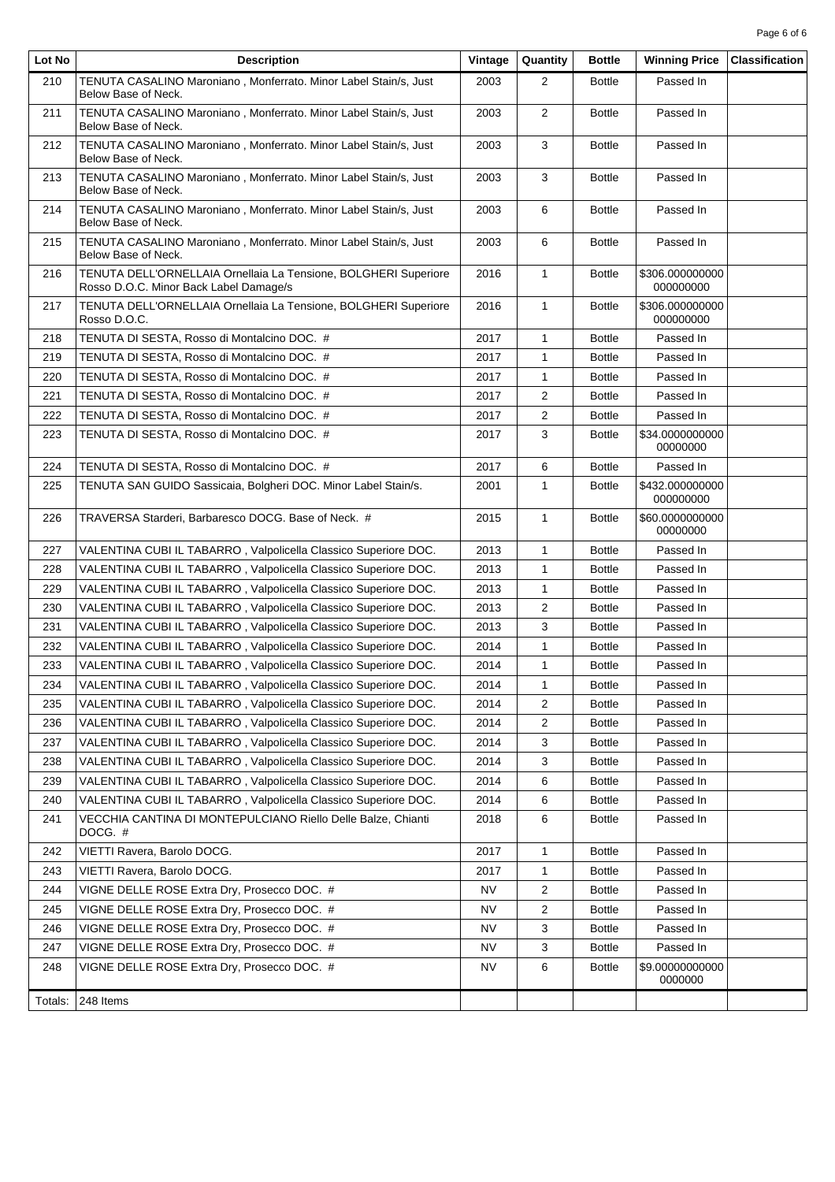| Lot No | Description | Vintage | Quantity | Bottle | Winning Price | Classification |
|---|---|---|---|---|---|---|
| 210 | TENUTA CASALINO Maroniano , Monferrato. Minor Label Stain/s, Just Below Base of Neck. | 2003 | 2 | Bottle | Passed In | |
| 211 | TENUTA CASALINO Maroniano , Monferrato. Minor Label Stain/s, Just Below Base of Neck. | 2003 | 2 | Bottle | Passed In | |
| 212 | TENUTA CASALINO Maroniano , Monferrato. Minor Label Stain/s, Just Below Base of Neck. | 2003 | 3 | Bottle | Passed In | |
| 213 | TENUTA CASALINO Maroniano , Monferrato. Minor Label Stain/s, Just Below Base of Neck. | 2003 | 3 | Bottle | Passed In | |
| 214 | TENUTA CASALINO Maroniano , Monferrato. Minor Label Stain/s, Just Below Base of Neck. | 2003 | 6 | Bottle | Passed In | |
| 215 | TENUTA CASALINO Maroniano , Monferrato. Minor Label Stain/s, Just Below Base of Neck. | 2003 | 6 | Bottle | Passed In | |
| 216 | TENUTA DELL'ORNELLAIA Ornellaia La Tensione, BOLGHERI Superiore Rosso D.O.C. Minor Back Label Damage/s | 2016 | 1 | Bottle | $306.000000000000000000 | |
| 217 | TENUTA DELL'ORNELLAIA Ornellaia La Tensione, BOLGHERI Superiore Rosso D.O.C. | 2016 | 1 | Bottle | $306.000000000000000000 | |
| 218 | TENUTA DI SESTA, Rosso di Montalcino DOC. # | 2017 | 1 | Bottle | Passed In | |
| 219 | TENUTA DI SESTA, Rosso di Montalcino DOC. # | 2017 | 1 | Bottle | Passed In | |
| 220 | TENUTA DI SESTA, Rosso di Montalcino DOC. # | 2017 | 1 | Bottle | Passed In | |
| 221 | TENUTA DI SESTA, Rosso di Montalcino DOC. # | 2017 | 2 | Bottle | Passed In | |
| 222 | TENUTA DI SESTA, Rosso di Montalcino DOC. # | 2017 | 2 | Bottle | Passed In | |
| 223 | TENUTA DI SESTA, Rosso di Montalcino DOC. # | 2017 | 3 | Bottle | $34.000000000000000000 | |
| 224 | TENUTA DI SESTA, Rosso di Montalcino DOC. # | 2017 | 6 | Bottle | Passed In | |
| 225 | TENUTA SAN GUIDO Sassicaia, Bolgheri DOC. Minor Label Stain/s. | 2001 | 1 | Bottle | $432.000000000000000000 | |
| 226 | TRAVERSA Starderi, Barbaresco DOCG. Base of Neck. # | 2015 | 1 | Bottle | $60.000000000000000000 | |
| 227 | VALENTINA CUBI IL TABARRO , Valpolicella Classico Superiore DOC. | 2013 | 1 | Bottle | Passed In | |
| 228 | VALENTINA CUBI IL TABARRO , Valpolicella Classico Superiore DOC. | 2013 | 1 | Bottle | Passed In | |
| 229 | VALENTINA CUBI IL TABARRO , Valpolicella Classico Superiore DOC. | 2013 | 1 | Bottle | Passed In | |
| 230 | VALENTINA CUBI IL TABARRO , Valpolicella Classico Superiore DOC. | 2013 | 2 | Bottle | Passed In | |
| 231 | VALENTINA CUBI IL TABARRO , Valpolicella Classico Superiore DOC. | 2013 | 3 | Bottle | Passed In | |
| 232 | VALENTINA CUBI IL TABARRO , Valpolicella Classico Superiore DOC. | 2014 | 1 | Bottle | Passed In | |
| 233 | VALENTINA CUBI IL TABARRO , Valpolicella Classico Superiore DOC. | 2014 | 1 | Bottle | Passed In | |
| 234 | VALENTINA CUBI IL TABARRO , Valpolicella Classico Superiore DOC. | 2014 | 1 | Bottle | Passed In | |
| 235 | VALENTINA CUBI IL TABARRO , Valpolicella Classico Superiore DOC. | 2014 | 2 | Bottle | Passed In | |
| 236 | VALENTINA CUBI IL TABARRO , Valpolicella Classico Superiore DOC. | 2014 | 2 | Bottle | Passed In | |
| 237 | VALENTINA CUBI IL TABARRO , Valpolicella Classico Superiore DOC. | 2014 | 3 | Bottle | Passed In | |
| 238 | VALENTINA CUBI IL TABARRO , Valpolicella Classico Superiore DOC. | 2014 | 3 | Bottle | Passed In | |
| 239 | VALENTINA CUBI IL TABARRO , Valpolicella Classico Superiore DOC. | 2014 | 6 | Bottle | Passed In | |
| 240 | VALENTINA CUBI IL TABARRO , Valpolicella Classico Superiore DOC. | 2014 | 6 | Bottle | Passed In | |
| 241 | VECCHIA CANTINA DI MONTEPULCIANO Riello Delle Balze, Chianti DOCG. # | 2018 | 6 | Bottle | Passed In | |
| 242 | VIETTI Ravera, Barolo DOCG. | 2017 | 1 | Bottle | Passed In | |
| 243 | VIETTI Ravera, Barolo DOCG. | 2017 | 1 | Bottle | Passed In | |
| 244 | VIGNE DELLE ROSE Extra Dry, Prosecco DOC. # | NV | 2 | Bottle | Passed In | |
| 245 | VIGNE DELLE ROSE Extra Dry, Prosecco DOC. # | NV | 2 | Bottle | Passed In | |
| 246 | VIGNE DELLE ROSE Extra Dry, Prosecco DOC. # | NV | 3 | Bottle | Passed In | |
| 247 | VIGNE DELLE ROSE Extra Dry, Prosecco DOC. # | NV | 3 | Bottle | Passed In | |
| 248 | VIGNE DELLE ROSE Extra Dry, Prosecco DOC. # | NV | 6 | Bottle | $9.000000000000000000 | |
| Totals: | 248 Items | | | | | |